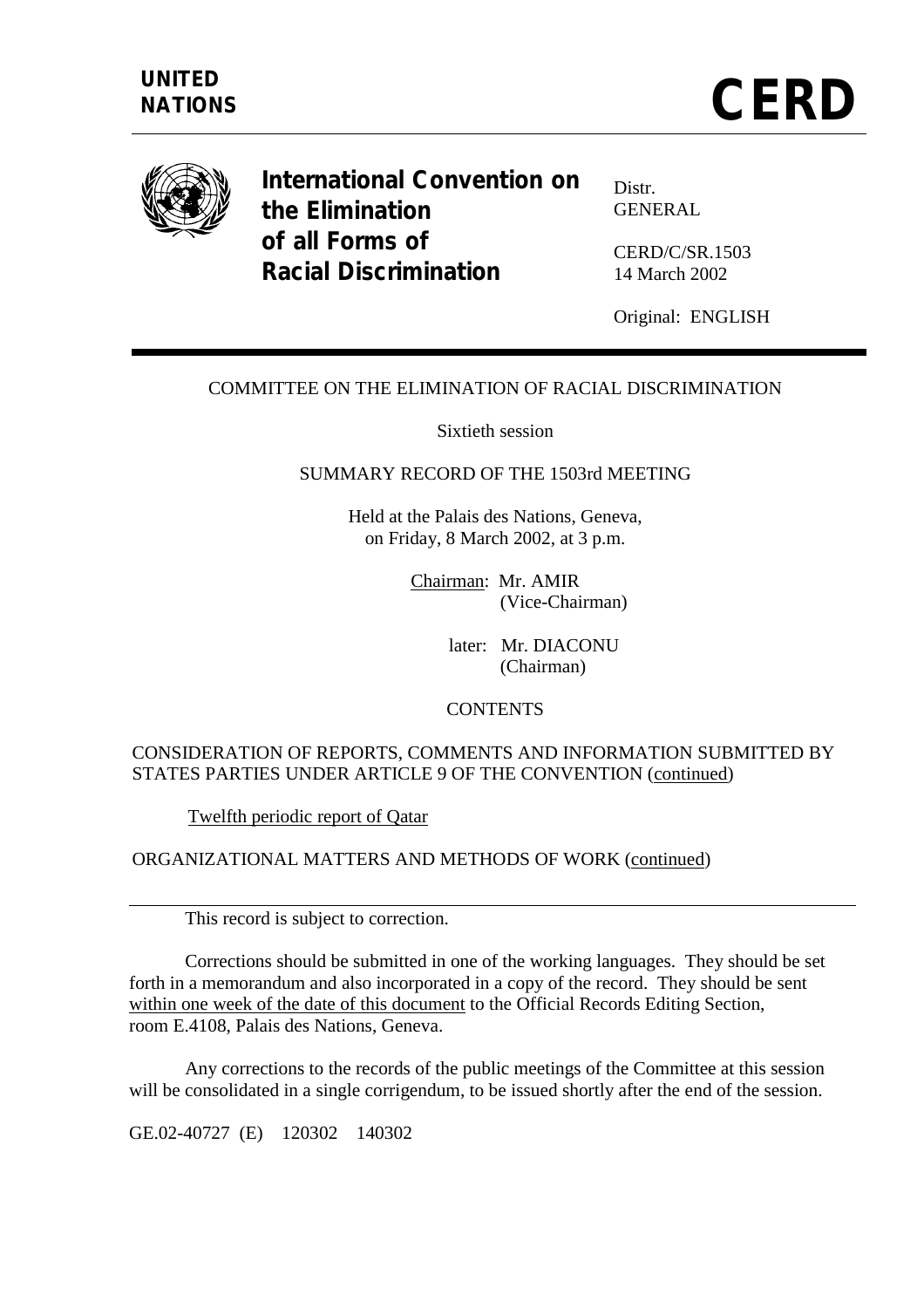**UNITED NATIONS**

# CERD

**International Convention on the Elimination of all Forms of Racial Discrimination**

Distr.
GENERAL

CERD/C/SR.1503
14 March 2002

Original: ENGLISH

COMMITTEE ON THE ELIMINATION OF RACIAL DISCRIMINATION

Sixtieth session

SUMMARY RECORD OF THE 1503rd MEETING

Held at the Palais des Nations, Geneva,
on Friday, 8 March 2002, at 3 p.m.

Chairman: Mr. AMIR
(Vice-Chairman)

later: Mr. DIACONU
(Chairman)

CONTENTS

CONSIDERATION OF REPORTS, COMMENTS AND INFORMATION SUBMITTED BY STATES PARTIES UNDER ARTICLE 9 OF THE CONVENTION (continued)

Twelfth periodic report of Qatar

ORGANIZATIONAL MATTERS AND METHODS OF WORK (continued)

---

This record is subject to correction.

Corrections should be submitted in one of the working languages. They should be set forth in a memorandum and also incorporated in a copy of the record. They should be sent within one week of the date of this document to the Official Records Editing Section, room E.4108, Palais des Nations, Geneva.

Any corrections to the records of the public meetings of the Committee at this session will be consolidated in a single corrigendum, to be issued shortly after the end of the session.

GE.02-40727 (E) 120302 140302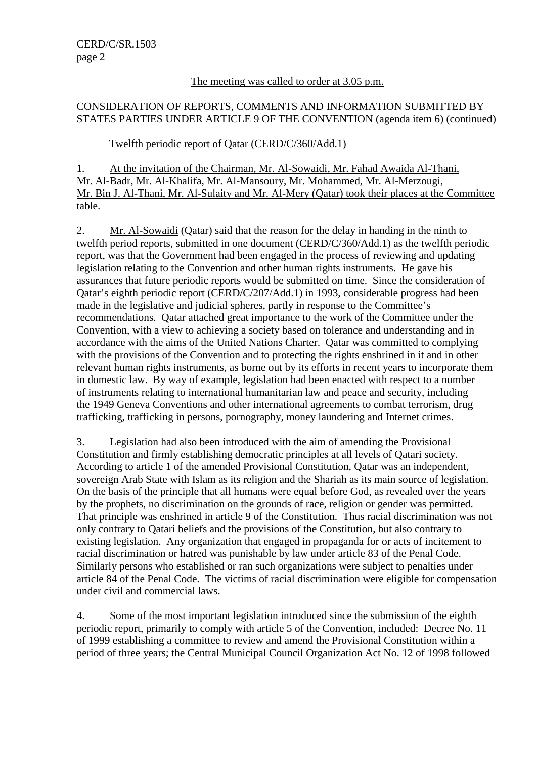The meeting was called to order at 3.05 p.m.

CONSIDERATION OF REPORTS, COMMENTS AND INFORMATION SUBMITTED BY STATES PARTIES UNDER ARTICLE 9 OF THE CONVENTION (agenda item 6) (continued)

Twelfth periodic report of Qatar (CERD/C/360/Add.1)

1. At the invitation of the Chairman, Mr. Al-Sowaidi, Mr. Fahad Awaida Al-Thani, Mr. Al-Badr, Mr. Al-Khalifa, Mr. Al-Mansoury, Mr. Mohammed, Mr. Al-Merzougi, Mr. Bin J. Al-Thani, Mr. Al-Sulaity and Mr. Al-Mery (Qatar) took their places at the Committee table.

2. Mr. Al-Sowaidi (Qatar) said that the reason for the delay in handing in the ninth to twelfth period reports, submitted in one document (CERD/C/360/Add.1) as the twelfth periodic report, was that the Government had been engaged in the process of reviewing and updating legislation relating to the Convention and other human rights instruments. He gave his assurances that future periodic reports would be submitted on time. Since the consideration of Qatar's eighth periodic report (CERD/C/207/Add.1) in 1993, considerable progress had been made in the legislative and judicial spheres, partly in response to the Committee's recommendations. Qatar attached great importance to the work of the Committee under the Convention, with a view to achieving a society based on tolerance and understanding and in accordance with the aims of the United Nations Charter. Qatar was committed to complying with the provisions of the Convention and to protecting the rights enshrined in it and in other relevant human rights instruments, as borne out by its efforts in recent years to incorporate them in domestic law. By way of example, legislation had been enacted with respect to a number of instruments relating to international humanitarian law and peace and security, including the 1949 Geneva Conventions and other international agreements to combat terrorism, drug trafficking, trafficking in persons, pornography, money laundering and Internet crimes.

3. Legislation had also been introduced with the aim of amending the Provisional Constitution and firmly establishing democratic principles at all levels of Qatari society. According to article 1 of the amended Provisional Constitution, Qatar was an independent, sovereign Arab State with Islam as its religion and the Shariah as its main source of legislation. On the basis of the principle that all humans were equal before God, as revealed over the years by the prophets, no discrimination on the grounds of race, religion or gender was permitted. That principle was enshrined in article 9 of the Constitution. Thus racial discrimination was not only contrary to Qatari beliefs and the provisions of the Constitution, but also contrary to existing legislation. Any organization that engaged in propaganda for or acts of incitement to racial discrimination or hatred was punishable by law under article 83 of the Penal Code. Similarly persons who established or ran such organizations were subject to penalties under article 84 of the Penal Code. The victims of racial discrimination were eligible for compensation under civil and commercial laws.

4. Some of the most important legislation introduced since the submission of the eighth periodic report, primarily to comply with article 5 of the Convention, included: Decree No. 11 of 1999 establishing a committee to review and amend the Provisional Constitution within a period of three years; the Central Municipal Council Organization Act No. 12 of 1998 followed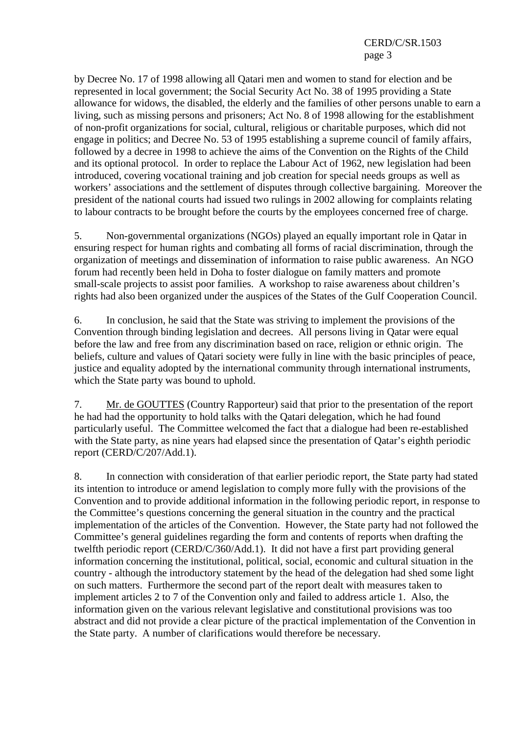by Decree No. 17 of 1998 allowing all Qatari men and women to stand for election and be represented in local government; the Social Security Act No. 38 of 1995 providing a State allowance for widows, the disabled, the elderly and the families of other persons unable to earn a living, such as missing persons and prisoners; Act No. 8 of 1998 allowing for the establishment of non-profit organizations for social, cultural, religious or charitable purposes, which did not engage in politics; and Decree No. 53 of 1995 establishing a supreme council of family affairs, followed by a decree in 1998 to achieve the aims of the Convention on the Rights of the Child and its optional protocol. In order to replace the Labour Act of 1962, new legislation had been introduced, covering vocational training and job creation for special needs groups as well as workers' associations and the settlement of disputes through collective bargaining. Moreover the president of the national courts had issued two rulings in 2002 allowing for complaints relating to labour contracts to be brought before the courts by the employees concerned free of charge.

5. Non-governmental organizations (NGOs) played an equally important role in Qatar in ensuring respect for human rights and combating all forms of racial discrimination, through the organization of meetings and dissemination of information to raise public awareness. An NGO forum had recently been held in Doha to foster dialogue on family matters and promote small-scale projects to assist poor families. A workshop to raise awareness about children's rights had also been organized under the auspices of the States of the Gulf Cooperation Council.

6. In conclusion, he said that the State was striving to implement the provisions of the Convention through binding legislation and decrees. All persons living in Qatar were equal before the law and free from any discrimination based on race, religion or ethnic origin. The beliefs, culture and values of Qatari society were fully in line with the basic principles of peace, justice and equality adopted by the international community through international instruments, which the State party was bound to uphold.

7. Mr. de GOUTTES (Country Rapporteur) said that prior to the presentation of the report he had had the opportunity to hold talks with the Qatari delegation, which he had found particularly useful. The Committee welcomed the fact that a dialogue had been re-established with the State party, as nine years had elapsed since the presentation of Qatar's eighth periodic report (CERD/C/207/Add.1).

8. In connection with consideration of that earlier periodic report, the State party had stated its intention to introduce or amend legislation to comply more fully with the provisions of the Convention and to provide additional information in the following periodic report, in response to the Committee's questions concerning the general situation in the country and the practical implementation of the articles of the Convention. However, the State party had not followed the Committee's general guidelines regarding the form and contents of reports when drafting the twelfth periodic report (CERD/C/360/Add.1). It did not have a first part providing general information concerning the institutional, political, social, economic and cultural situation in the country - although the introductory statement by the head of the delegation had shed some light on such matters. Furthermore the second part of the report dealt with measures taken to implement articles 2 to 7 of the Convention only and failed to address article 1. Also, the information given on the various relevant legislative and constitutional provisions was too abstract and did not provide a clear picture of the practical implementation of the Convention in the State party. A number of clarifications would therefore be necessary.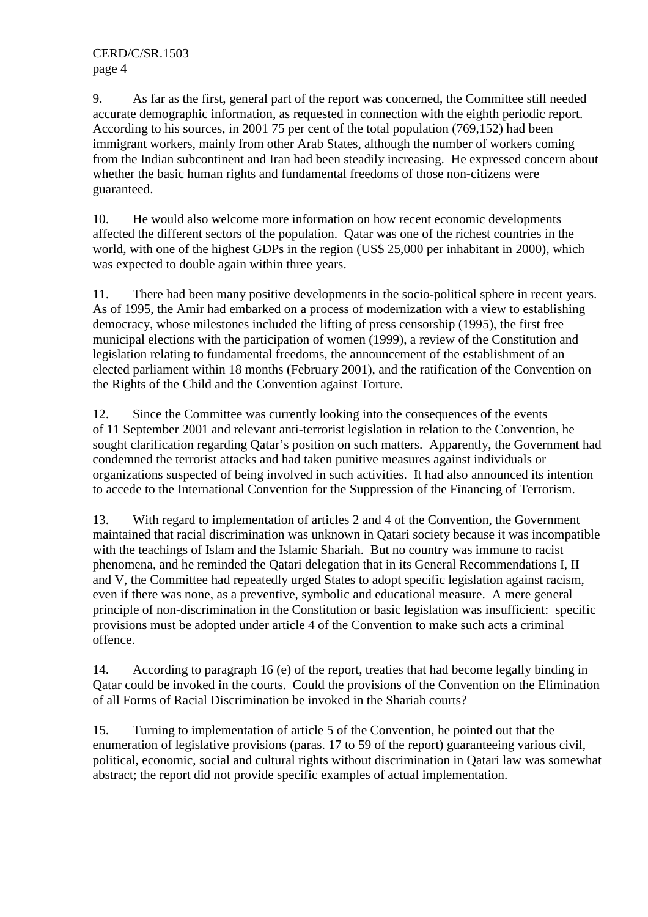9. As far as the first, general part of the report was concerned, the Committee still needed accurate demographic information, as requested in connection with the eighth periodic report. According to his sources, in 2001 75 per cent of the total population (769,152) had been immigrant workers, mainly from other Arab States, although the number of workers coming from the Indian subcontinent and Iran had been steadily increasing. He expressed concern about whether the basic human rights and fundamental freedoms of those non-citizens were guaranteed.

10. He would also welcome more information on how recent economic developments affected the different sectors of the population. Qatar was one of the richest countries in the world, with one of the highest GDPs in the region (US$ 25,000 per inhabitant in 2000), which was expected to double again within three years.

11. There had been many positive developments in the socio-political sphere in recent years. As of 1995, the Amir had embarked on a process of modernization with a view to establishing democracy, whose milestones included the lifting of press censorship (1995), the first free municipal elections with the participation of women (1999), a review of the Constitution and legislation relating to fundamental freedoms, the announcement of the establishment of an elected parliament within 18 months (February 2001), and the ratification of the Convention on the Rights of the Child and the Convention against Torture.

12. Since the Committee was currently looking into the consequences of the events of 11 September 2001 and relevant anti-terrorist legislation in relation to the Convention, he sought clarification regarding Qatar's position on such matters. Apparently, the Government had condemned the terrorist attacks and had taken punitive measures against individuals or organizations suspected of being involved in such activities. It had also announced its intention to accede to the International Convention for the Suppression of the Financing of Terrorism.

13. With regard to implementation of articles 2 and 4 of the Convention, the Government maintained that racial discrimination was unknown in Qatari society because it was incompatible with the teachings of Islam and the Islamic Shariah. But no country was immune to racist phenomena, and he reminded the Qatari delegation that in its General Recommendations I, II and V, the Committee had repeatedly urged States to adopt specific legislation against racism, even if there was none, as a preventive, symbolic and educational measure. A mere general principle of non-discrimination in the Constitution or basic legislation was insufficient: specific provisions must be adopted under article 4 of the Convention to make such acts a criminal offence.

14. According to paragraph 16 (e) of the report, treaties that had become legally binding in Qatar could be invoked in the courts. Could the provisions of the Convention on the Elimination of all Forms of Racial Discrimination be invoked in the Shariah courts?

15. Turning to implementation of article 5 of the Convention, he pointed out that the enumeration of legislative provisions (paras. 17 to 59 of the report) guaranteeing various civil, political, economic, social and cultural rights without discrimination in Qatari law was somewhat abstract; the report did not provide specific examples of actual implementation.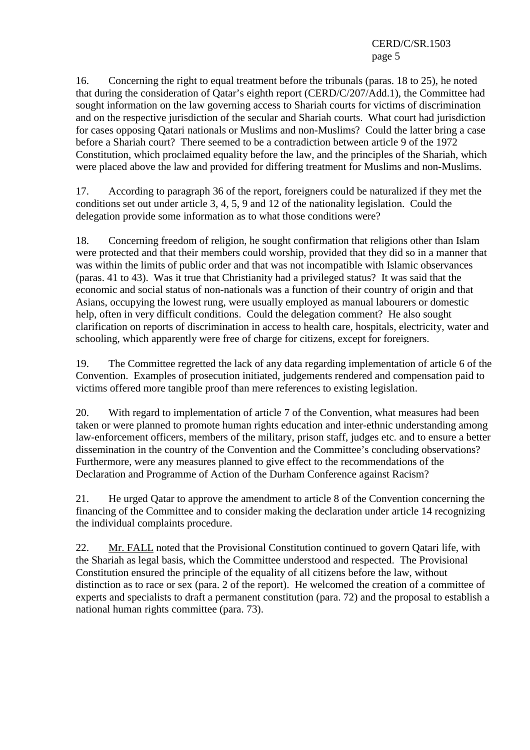16. Concerning the right to equal treatment before the tribunals (paras. 18 to 25), he noted that during the consideration of Qatar's eighth report (CERD/C/207/Add.1), the Committee had sought information on the law governing access to Shariah courts for victims of discrimination and on the respective jurisdiction of the secular and Shariah courts. What court had jurisdiction for cases opposing Qatari nationals or Muslims and non-Muslims? Could the latter bring a case before a Shariah court? There seemed to be a contradiction between article 9 of the 1972 Constitution, which proclaimed equality before the law, and the principles of the Shariah, which were placed above the law and provided for differing treatment for Muslims and non-Muslims.

17. According to paragraph 36 of the report, foreigners could be naturalized if they met the conditions set out under article 3, 4, 5, 9 and 12 of the nationality legislation. Could the delegation provide some information as to what those conditions were?

18. Concerning freedom of religion, he sought confirmation that religions other than Islam were protected and that their members could worship, provided that they did so in a manner that was within the limits of public order and that was not incompatible with Islamic observances (paras. 41 to 43). Was it true that Christianity had a privileged status? It was said that the economic and social status of non-nationals was a function of their country of origin and that Asians, occupying the lowest rung, were usually employed as manual labourers or domestic help, often in very difficult conditions. Could the delegation comment? He also sought clarification on reports of discrimination in access to health care, hospitals, electricity, water and schooling, which apparently were free of charge for citizens, except for foreigners.

19. The Committee regretted the lack of any data regarding implementation of article 6 of the Convention. Examples of prosecution initiated, judgements rendered and compensation paid to victims offered more tangible proof than mere references to existing legislation.

20. With regard to implementation of article 7 of the Convention, what measures had been taken or were planned to promote human rights education and inter-ethnic understanding among law-enforcement officers, members of the military, prison staff, judges etc. and to ensure a better dissemination in the country of the Convention and the Committee's concluding observations? Furthermore, were any measures planned to give effect to the recommendations of the Declaration and Programme of Action of the Durham Conference against Racism?

21. He urged Qatar to approve the amendment to article 8 of the Convention concerning the financing of the Committee and to consider making the declaration under article 14 recognizing the individual complaints procedure.

22. Mr. FALL noted that the Provisional Constitution continued to govern Qatari life, with the Shariah as legal basis, which the Committee understood and respected. The Provisional Constitution ensured the principle of the equality of all citizens before the law, without distinction as to race or sex (para. 2 of the report). He welcomed the creation of a committee of experts and specialists to draft a permanent constitution (para. 72) and the proposal to establish a national human rights committee (para. 73).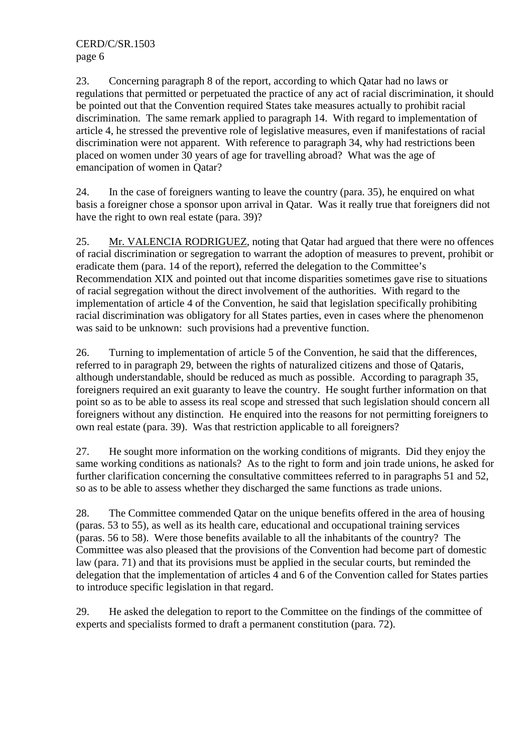23. Concerning paragraph 8 of the report, according to which Qatar had no laws or regulations that permitted or perpetuated the practice of any act of racial discrimination, it should be pointed out that the Convention required States take measures actually to prohibit racial discrimination. The same remark applied to paragraph 14. With regard to implementation of article 4, he stressed the preventive role of legislative measures, even if manifestations of racial discrimination were not apparent. With reference to paragraph 34, why had restrictions been placed on women under 30 years of age for travelling abroad? What was the age of emancipation of women in Qatar?

24. In the case of foreigners wanting to leave the country (para. 35), he enquired on what basis a foreigner chose a sponsor upon arrival in Qatar. Was it really true that foreigners did not have the right to own real estate (para. 39)?

25. Mr. VALENCIA RODRIGUEZ, noting that Qatar had argued that there were no offences of racial discrimination or segregation to warrant the adoption of measures to prevent, prohibit or eradicate them (para. 14 of the report), referred the delegation to the Committee's Recommendation XIX and pointed out that income disparities sometimes gave rise to situations of racial segregation without the direct involvement of the authorities. With regard to the implementation of article 4 of the Convention, he said that legislation specifically prohibiting racial discrimination was obligatory for all States parties, even in cases where the phenomenon was said to be unknown: such provisions had a preventive function.

26. Turning to implementation of article 5 of the Convention, he said that the differences, referred to in paragraph 29, between the rights of naturalized citizens and those of Qataris, although understandable, should be reduced as much as possible. According to paragraph 35, foreigners required an exit guaranty to leave the country. He sought further information on that point so as to be able to assess its real scope and stressed that such legislation should concern all foreigners without any distinction. He enquired into the reasons for not permitting foreigners to own real estate (para. 39). Was that restriction applicable to all foreigners?

27. He sought more information on the working conditions of migrants. Did they enjoy the same working conditions as nationals? As to the right to form and join trade unions, he asked for further clarification concerning the consultative committees referred to in paragraphs 51 and 52, so as to be able to assess whether they discharged the same functions as trade unions.

28. The Committee commended Qatar on the unique benefits offered in the area of housing (paras. 53 to 55), as well as its health care, educational and occupational training services (paras. 56 to 58). Were those benefits available to all the inhabitants of the country? The Committee was also pleased that the provisions of the Convention had become part of domestic law (para. 71) and that its provisions must be applied in the secular courts, but reminded the delegation that the implementation of articles 4 and 6 of the Convention called for States parties to introduce specific legislation in that regard.

29. He asked the delegation to report to the Committee on the findings of the committee of experts and specialists formed to draft a permanent constitution (para. 72).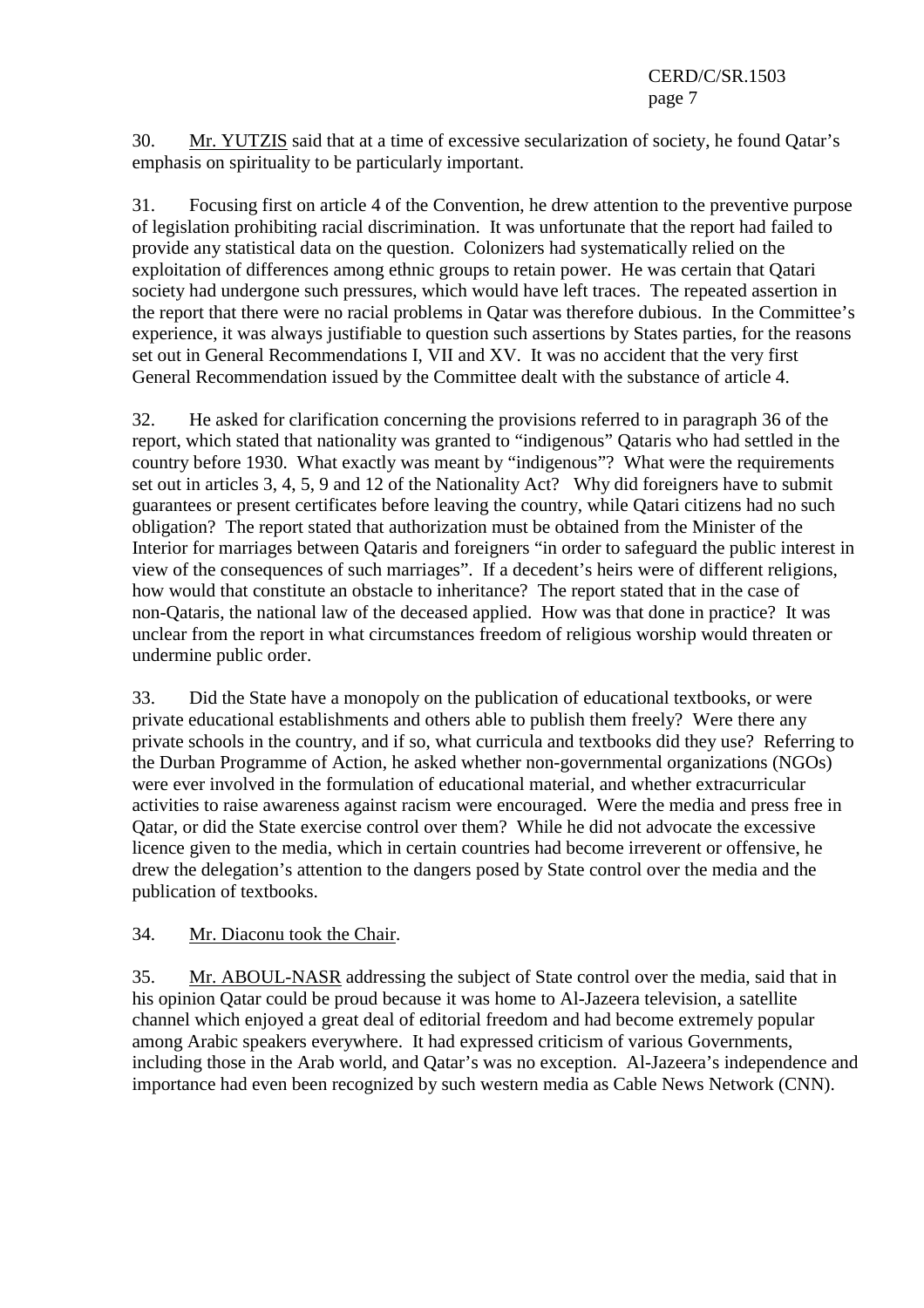30. Mr. YUTZIS said that at a time of excessive secularization of society, he found Qatar's emphasis on spirituality to be particularly important.

31. Focusing first on article 4 of the Convention, he drew attention to the preventive purpose of legislation prohibiting racial discrimination. It was unfortunate that the report had failed to provide any statistical data on the question. Colonizers had systematically relied on the exploitation of differences among ethnic groups to retain power. He was certain that Qatari society had undergone such pressures, which would have left traces. The repeated assertion in the report that there were no racial problems in Qatar was therefore dubious. In the Committee's experience, it was always justifiable to question such assertions by States parties, for the reasons set out in General Recommendations I, VII and XV. It was no accident that the very first General Recommendation issued by the Committee dealt with the substance of article 4.

32. He asked for clarification concerning the provisions referred to in paragraph 36 of the report, which stated that nationality was granted to "indigenous" Qataris who had settled in the country before 1930. What exactly was meant by "indigenous"? What were the requirements set out in articles 3, 4, 5, 9 and 12 of the Nationality Act? Why did foreigners have to submit guarantees or present certificates before leaving the country, while Qatari citizens had no such obligation? The report stated that authorization must be obtained from the Minister of the Interior for marriages between Qataris and foreigners "in order to safeguard the public interest in view of the consequences of such marriages". If a decedent's heirs were of different religions, how would that constitute an obstacle to inheritance? The report stated that in the case of non-Qataris, the national law of the deceased applied. How was that done in practice? It was unclear from the report in what circumstances freedom of religious worship would threaten or undermine public order.

33. Did the State have a monopoly on the publication of educational textbooks, or were private educational establishments and others able to publish them freely? Were there any private schools in the country, and if so, what curricula and textbooks did they use? Referring to the Durban Programme of Action, he asked whether non-governmental organizations (NGOs) were ever involved in the formulation of educational material, and whether extracurricular activities to raise awareness against racism were encouraged. Were the media and press free in Qatar, or did the State exercise control over them? While he did not advocate the excessive licence given to the media, which in certain countries had become irreverent or offensive, he drew the delegation's attention to the dangers posed by State control over the media and the publication of textbooks.

34. Mr. Diaconu took the Chair.

35. Mr. ABOUL-NASR addressing the subject of State control over the media, said that in his opinion Qatar could be proud because it was home to Al-Jazeera television, a satellite channel which enjoyed a great deal of editorial freedom and had become extremely popular among Arabic speakers everywhere. It had expressed criticism of various Governments, including those in the Arab world, and Qatar's was no exception. Al-Jazeera's independence and importance had even been recognized by such western media as Cable News Network (CNN).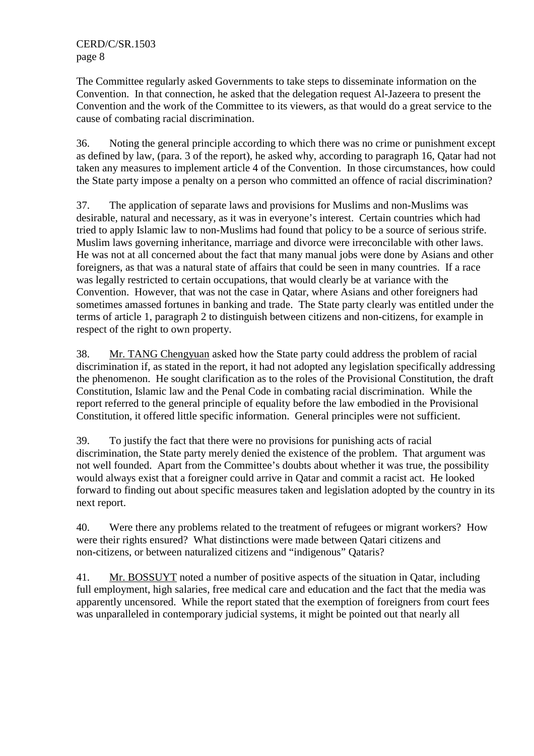The Committee regularly asked Governments to take steps to disseminate information on the Convention. In that connection, he asked that the delegation request Al-Jazeera to present the Convention and the work of the Committee to its viewers, as that would do a great service to the cause of combating racial discrimination.

36. Noting the general principle according to which there was no crime or punishment except as defined by law, (para. 3 of the report), he asked why, according to paragraph 16, Qatar had not taken any measures to implement article 4 of the Convention. In those circumstances, how could the State party impose a penalty on a person who committed an offence of racial discrimination?

37. The application of separate laws and provisions for Muslims and non-Muslims was desirable, natural and necessary, as it was in everyone's interest. Certain countries which had tried to apply Islamic law to non-Muslims had found that policy to be a source of serious strife. Muslim laws governing inheritance, marriage and divorce were irreconcilable with other laws. He was not at all concerned about the fact that many manual jobs were done by Asians and other foreigners, as that was a natural state of affairs that could be seen in many countries. If a race was legally restricted to certain occupations, that would clearly be at variance with the Convention. However, that was not the case in Qatar, where Asians and other foreigners had sometimes amassed fortunes in banking and trade. The State party clearly was entitled under the terms of article 1, paragraph 2 to distinguish between citizens and non-citizens, for example in respect of the right to own property.

38. Mr. TANG Chengyuan asked how the State party could address the problem of racial discrimination if, as stated in the report, it had not adopted any legislation specifically addressing the phenomenon. He sought clarification as to the roles of the Provisional Constitution, the draft Constitution, Islamic law and the Penal Code in combating racial discrimination. While the report referred to the general principle of equality before the law embodied in the Provisional Constitution, it offered little specific information. General principles were not sufficient.

39. To justify the fact that there were no provisions for punishing acts of racial discrimination, the State party merely denied the existence of the problem. That argument was not well founded. Apart from the Committee's doubts about whether it was true, the possibility would always exist that a foreigner could arrive in Qatar and commit a racist act. He looked forward to finding out about specific measures taken and legislation adopted by the country in its next report.

40. Were there any problems related to the treatment of refugees or migrant workers? How were their rights ensured? What distinctions were made between Qatari citizens and non-citizens, or between naturalized citizens and "indigenous" Qataris?

41. Mr. BOSSUYT noted a number of positive aspects of the situation in Qatar, including full employment, high salaries, free medical care and education and the fact that the media was apparently uncensored. While the report stated that the exemption of foreigners from court fees was unparalleled in contemporary judicial systems, it might be pointed out that nearly all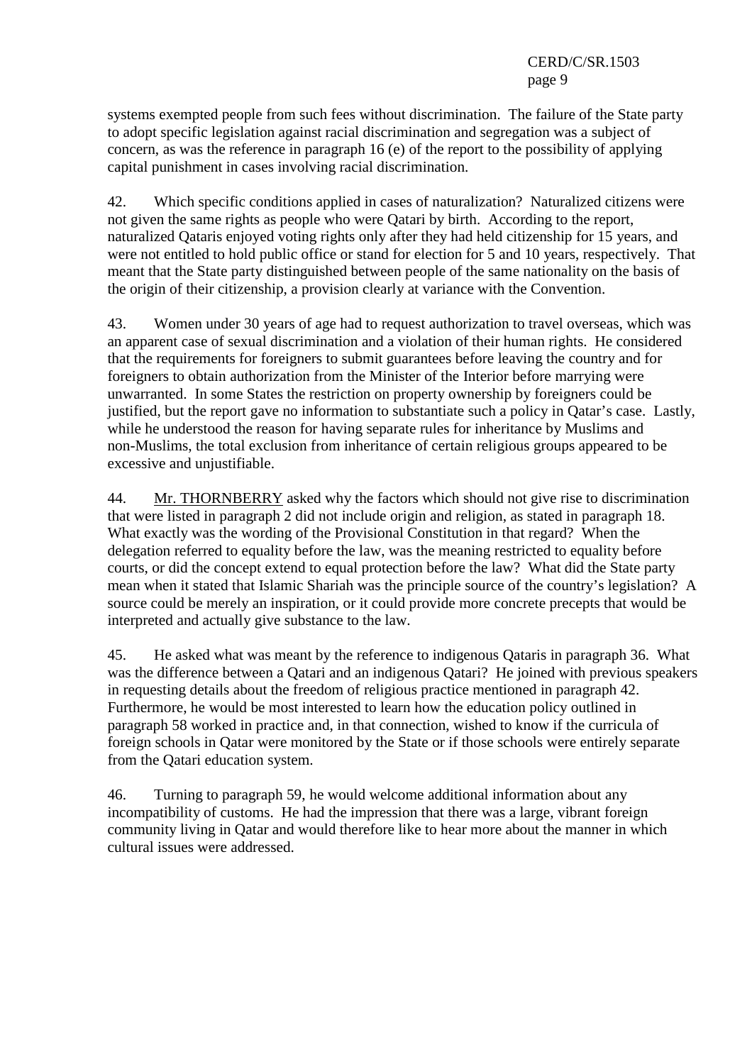systems exempted people from such fees without discrimination. The failure of the State party to adopt specific legislation against racial discrimination and segregation was a subject of concern, as was the reference in paragraph 16 (e) of the report to the possibility of applying capital punishment in cases involving racial discrimination.

42. Which specific conditions applied in cases of naturalization? Naturalized citizens were not given the same rights as people who were Qatari by birth. According to the report, naturalized Qataris enjoyed voting rights only after they had held citizenship for 15 years, and were not entitled to hold public office or stand for election for 5 and 10 years, respectively. That meant that the State party distinguished between people of the same nationality on the basis of the origin of their citizenship, a provision clearly at variance with the Convention.

43. Women under 30 years of age had to request authorization to travel overseas, which was an apparent case of sexual discrimination and a violation of their human rights. He considered that the requirements for foreigners to submit guarantees before leaving the country and for foreigners to obtain authorization from the Minister of the Interior before marrying were unwarranted. In some States the restriction on property ownership by foreigners could be justified, but the report gave no information to substantiate such a policy in Qatar's case. Lastly, while he understood the reason for having separate rules for inheritance by Muslims and non-Muslims, the total exclusion from inheritance of certain religious groups appeared to be excessive and unjustifiable.

44. Mr. THORNBERRY asked why the factors which should not give rise to discrimination that were listed in paragraph 2 did not include origin and religion, as stated in paragraph 18. What exactly was the wording of the Provisional Constitution in that regard? When the delegation referred to equality before the law, was the meaning restricted to equality before courts, or did the concept extend to equal protection before the law? What did the State party mean when it stated that Islamic Shariah was the principle source of the country's legislation? A source could be merely an inspiration, or it could provide more concrete precepts that would be interpreted and actually give substance to the law.

45. He asked what was meant by the reference to indigenous Qataris in paragraph 36. What was the difference between a Qatari and an indigenous Qatari? He joined with previous speakers in requesting details about the freedom of religious practice mentioned in paragraph 42. Furthermore, he would be most interested to learn how the education policy outlined in paragraph 58 worked in practice and, in that connection, wished to know if the curricula of foreign schools in Qatar were monitored by the State or if those schools were entirely separate from the Qatari education system.

46. Turning to paragraph 59, he would welcome additional information about any incompatibility of customs. He had the impression that there was a large, vibrant foreign community living in Qatar and would therefore like to hear more about the manner in which cultural issues were addressed.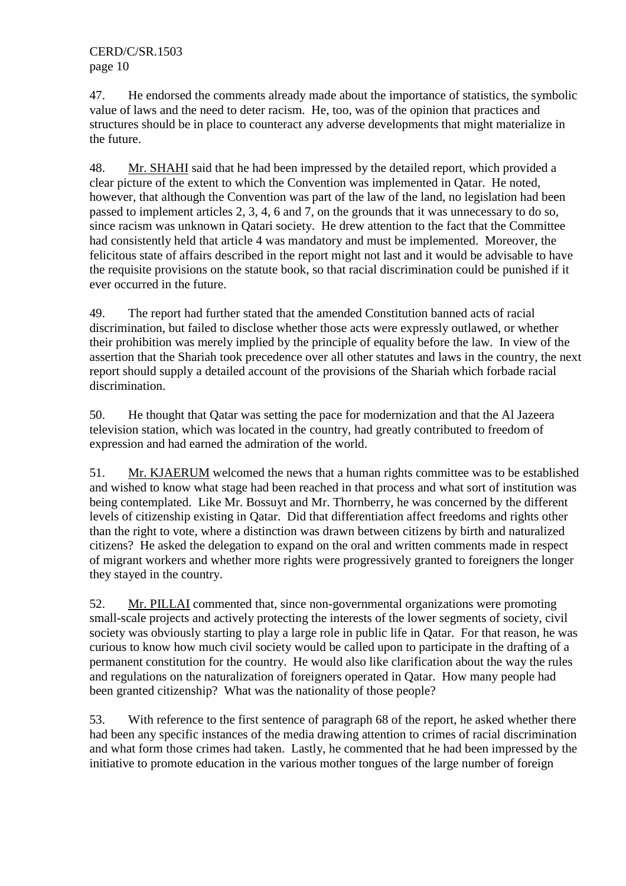47. He endorsed the comments already made about the importance of statistics, the symbolic value of laws and the need to deter racism. He, too, was of the opinion that practices and structures should be in place to counteract any adverse developments that might materialize in the future.

48. Mr. SHAHI said that he had been impressed by the detailed report, which provided a clear picture of the extent to which the Convention was implemented in Qatar. He noted, however, that although the Convention was part of the law of the land, no legislation had been passed to implement articles 2, 3, 4, 6 and 7, on the grounds that it was unnecessary to do so, since racism was unknown in Qatari society. He drew attention to the fact that the Committee had consistently held that article 4 was mandatory and must be implemented. Moreover, the felicitous state of affairs described in the report might not last and it would be advisable to have the requisite provisions on the statute book, so that racial discrimination could be punished if it ever occurred in the future.

49. The report had further stated that the amended Constitution banned acts of racial discrimination, but failed to disclose whether those acts were expressly outlawed, or whether their prohibition was merely implied by the principle of equality before the law. In view of the assertion that the Shariah took precedence over all other statutes and laws in the country, the next report should supply a detailed account of the provisions of the Shariah which forbade racial discrimination.

50. He thought that Qatar was setting the pace for modernization and that the Al Jazeera television station, which was located in the country, had greatly contributed to freedom of expression and had earned the admiration of the world.

51. Mr. KJAERUM welcomed the news that a human rights committee was to be established and wished to know what stage had been reached in that process and what sort of institution was being contemplated. Like Mr. Bossuyt and Mr. Thornberry, he was concerned by the different levels of citizenship existing in Qatar. Did that differentiation affect freedoms and rights other than the right to vote, where a distinction was drawn between citizens by birth and naturalized citizens? He asked the delegation to expand on the oral and written comments made in respect of migrant workers and whether more rights were progressively granted to foreigners the longer they stayed in the country.

52. Mr. PILLAI commented that, since non-governmental organizations were promoting small-scale projects and actively protecting the interests of the lower segments of society, civil society was obviously starting to play a large role in public life in Qatar. For that reason, he was curious to know how much civil society would be called upon to participate in the drafting of a permanent constitution for the country. He would also like clarification about the way the rules and regulations on the naturalization of foreigners operated in Qatar. How many people had been granted citizenship? What was the nationality of those people?

53. With reference to the first sentence of paragraph 68 of the report, he asked whether there had been any specific instances of the media drawing attention to crimes of racial discrimination and what form those crimes had taken. Lastly, he commented that he had been impressed by the initiative to promote education in the various mother tongues of the large number of foreign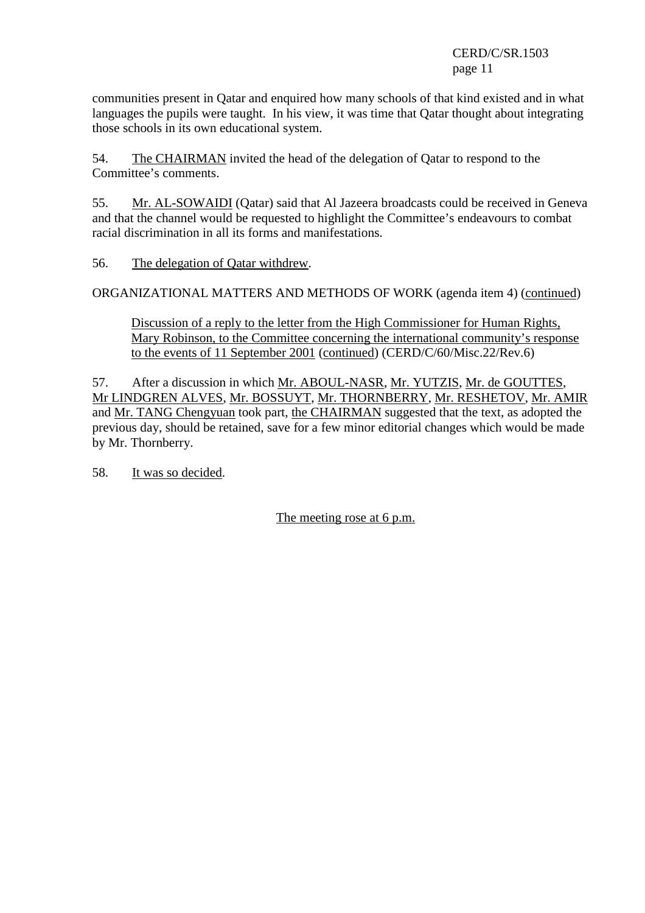communities present in Qatar and enquired how many schools of that kind existed and in what languages the pupils were taught. In his view, it was time that Qatar thought about integrating those schools in its own educational system.

54. The CHAIRMAN invited the head of the delegation of Qatar to respond to the Committee's comments.

55. Mr. AL-SOWAIDI (Qatar) said that Al Jazeera broadcasts could be received in Geneva and that the channel would be requested to highlight the Committee's endeavours to combat racial discrimination in all its forms and manifestations.

56. The delegation of Qatar withdrew.

ORGANIZATIONAL MATTERS AND METHODS OF WORK (agenda item 4) (continued)

Discussion of a reply to the letter from the High Commissioner for Human Rights, Mary Robinson, to the Committee concerning the international community's response to the events of 11 September 2001 (continued) (CERD/C/60/Misc.22/Rev.6)

57. After a discussion in which Mr. ABOUL-NASR, Mr. YUTZIS, Mr. de GOUTTES, Mr LINDGREN ALVES, Mr. BOSSUYT, Mr. THORNBERRY, Mr. RESHETOV, Mr. AMIR and Mr. TANG Chengyuan took part, the CHAIRMAN suggested that the text, as adopted the previous day, should be retained, save for a few minor editorial changes which would be made by Mr. Thornberry.

58. It was so decided.

The meeting rose at 6 p.m.